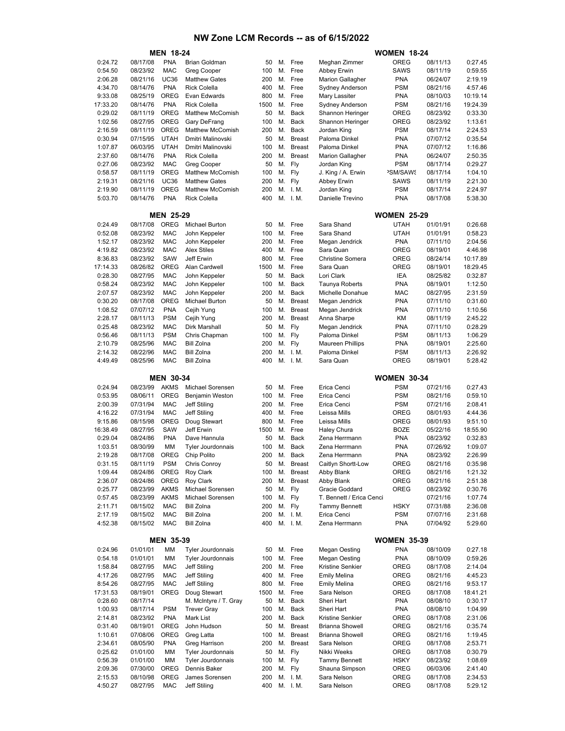# NW Zone LCM Records -- as of 6/15/2022

| MEN 18-24 | | | | | | | | WOMEN 18-24 | | |
|---|---|---|---|---|---|---|---|---|---|---|
| 0:24.72 | 08/17/08 | PNA | Brian Goldman | 50 | M. | Free | Meghan Zimmer | OREG | 08/11/13 | 0:27.45 |
| 0:54.50 | 08/23/92 | MAC | Greg Cooper | 100 | M. | Free | Abbey Erwin | SAWS | 08/11/19 | 0:59.55 |
| 2:06.28 | 08/21/16 | UC36 | Matthew Gates | 200 | M. | Free | Marion Gallagher | PNA | 06/24/07 | 2:19.19 |
| 4:34.70 | 08/14/76 | PNA | Rick Colella | 400 | M. | Free | Sydney Anderson | PSM | 08/21/16 | 4:57.46 |
| 9:33.08 | 08/25/19 | OREG | Evan Edwards | 800 | M. | Free | Mary Lassiter | PNA | 08/10/03 | 10:19.14 |
| 17:33.20 | 08/14/76 | PNA | Rick Colella | 1500 | M. | Free | Sydney Anderson | PSM | 08/21/16 | 19:24.39 |
| 0:29.02 | 08/11/19 | OREG | Matthew McComish | 50 | M. | Back | Shannon Heringer | OREG | 08/23/92 | 0:33.30 |
| 1:02.56 | 08/27/95 | OREG | Gary DeFrang | 100 | M. | Back | Shannon Heringer | OREG | 08/23/92 | 1:13.61 |
| 2:16.59 | 08/11/19 | OREG | Matthew McComish | 200 | M. | Back | Jordan King | PSM | 08/17/14 | 2:24.53 |
| 0:30.94 | 07/15/95 | UTAH | Dmitri Malinovski | 50 | M. | Breast | Paloma Dinkel | PNA | 07/07/12 | 0:35.54 |
| 1:07.87 | 06/03/95 | UTAH | Dmitri Malinovski | 100 | M. | Breast | Paloma Dinkel | PNA | 07/07/12 | 1:16.86 |
| 2:37.60 | 08/14/76 | PNA | Rick Colella | 200 | M. | Breast | Marion Gallagher | PNA | 06/24/07 | 2:50.35 |
| 0:27.06 | 08/23/92 | MAC | Greg Cooper | 50 | M. | Fly | Jordan King | PSM | 08/17/14 | 0:29.27 |
| 0:58.57 | 08/11/19 | OREG | Matthew McComish | 100 | M. | Fly | J. King / A. Erwin | PSM/SAWS | 08/17/14 | 1:04.10 |
| 2:19.31 | 08/21/16 | UC36 | Matthew Gates | 200 | M. | Fly | Abbey Erwin | SAWS | 08/11/19 | 2:21.30 |
| 2:19.90 | 08/11/19 | OREG | Matthew McComish | 200 | M. | I. M. | Jordan King | PSM | 08/17/14 | 2:24.97 |
| 5:03.70 | 08/14/76 | PNA | Rick Colella | 400 | M. | I. M. | Danielle Trevino | PNA | 08/17/08 | 5:38.30 |

| MEN 25-29 | | | | | | | | WOMEN 25-29 | | |
|---|---|---|---|---|---|---|---|---|---|---|
| 0:24.49 | 08/17/08 | OREG | Michael Burton | 50 | M. | Free | Sara Shand | UTAH | 01/01/91 | 0:26.68 |
| 0:52.08 | 08/23/92 | MAC | John Keppeler | 100 | M. | Free | Sara Shand | UTAH | 01/01/91 | 0:58.23 |
| 1:52.17 | 08/23/92 | MAC | John Keppeler | 200 | M. | Free | Megan Jendrick | PNA | 07/11/10 | 2:04.56 |
| 4:19.82 | 08/23/92 | MAC | Alex Stiles | 400 | M. | Free | Sara Quan | OREG | 08/19/01 | 4:46.98 |
| 8:36.83 | 08/23/92 | SAW | Jeff Erwin | 800 | M. | Free | Christine Somera | OREG | 08/24/14 | 10:17.89 |
| 17:14.33 | 08/26/82 | OREG | Alan Cardwell | 1500 | M. | Free | Sara Quan | OREG | 08/19/01 | 18:29.45 |
| 0:28.30 | 08/27/95 | MAC | John Keppeler | 50 | M. | Back | Lori Clark | IEA | 08/25/82 | 0:32.87 |
| 0:58.24 | 08/23/92 | MAC | John Keppeler | 100 | M. | Back | Taunya Roberts | PNA | 08/19/01 | 1:12.50 |
| 2:07.57 | 08/23/92 | MAC | John Keppeler | 200 | M. | Back | Michelle Donahue | MAC | 08/27/95 | 2:31.59 |
| 0:30.20 | 08/17/08 | OREG | Michael Burton | 50 | M. | Breast | Megan Jendrick | PNA | 07/11/10 | 0:31.60 |
| 1:08.52 | 07/07/12 | PNA | Cejih Yung | 100 | M. | Breast | Megan Jendrick | PNA | 07/11/10 | 1:10.56 |
| 2:28.17 | 08/11/13 | PSM | Cejih Yung | 200 | M. | Breast | Anna Sharpe | KM | 08/11/19 | 2:45.22 |
| 0:25.48 | 08/23/92 | MAC | Dirk Marshall | 50 | M. | Fly | Megan Jendrick | PNA | 07/11/10 | 0:28.29 |
| 0:56.46 | 08/11/13 | PSM | Chris Chapman | 100 | M. | Fly | Paloma Dinkel | PSM | 08/11/13 | 1:06.29 |
| 2:10.79 | 08/25/96 | MAC | Bill Zolna | 200 | M. | Fly | Maureen Phillips | PNA | 08/19/01 | 2:25.60 |
| 2:14.32 | 08/22/96 | MAC | Bill Zolna | 200 | M. | I. M. | Paloma Dinkel | PSM | 08/11/13 | 2:26.92 |
| 4:49.49 | 08/25/96 | MAC | Bill Zolna | 400 | M. | I. M. | Sara Quan | OREG | 08/19/01 | 5:28.42 |

| MEN 30-34 | | | | | | | | WOMEN 30-34 | | |
|---|---|---|---|---|---|---|---|---|---|---|
| 0:24.94 | 08/23/99 | AKMS | Michael Sorensen | 50 | M. | Free | Erica Cenci | PSM | 07/21/16 | 0:27.43 |
| 0:53.95 | 08/06/11 | OREG | Benjamin Weston | 100 | M. | Free | Erica Cenci | PSM | 08/21/16 | 0:59.10 |
| 2:00.39 | 07/31/94 | MAC | Jeff Stiling | 200 | M. | Free | Erica Cenci | PSM | 07/21/16 | 2:08.41 |
| 4:16.22 | 07/31/94 | MAC | Jeff Stiling | 400 | M. | Free | Leissa Mills | OREG | 08/01/93 | 4:44.36 |
| 9:15.86 | 08/15/98 | OREG | Doug Stewart | 800 | M. | Free | Leissa Mills | OREG | 08/01/93 | 9:51.10 |
| 16:38.49 | 08/27/95 | SAW | Jeff Erwin | 1500 | M. | Free | Haley Chura | BOZE | 05/22/16 | 18:55.90 |
| 0:29.04 | 08/24/86 | PNA | Dave Hannula | 50 | M. | Back | Zena Herrmann | PNA | 08/23/92 | 0:32.83 |
| 1:03.51 | 08/30/99 | MM | Tyler Jourdonnais | 100 | M. | Back | Zena Herrmann | PNA | 07/26/92 | 1:09.07 |
| 2:19.28 | 08/17/08 | OREG | Chip Polito | 200 | M. | Back | Zena Herrmann | PNA | 08/23/92 | 2:26.99 |
| 0:31.15 | 08/11/19 | PSM | Chris Conroy | 50 | M. | Breast | Caitlyn Shortt-Low | OREG | 08/21/16 | 0:35.98 |
| 1:09.44 | 08/24/86 | OREG | Roy Clark | 100 | M. | Breast | Abby Blank | OREG | 08/21/16 | 1:21.32 |
| 2:36.07 | 08/24/86 | OREG | Roy Clark | 200 | M. | Breast | Abby Blank | OREG | 08/21/16 | 2:51.38 |
| 0:25.77 | 08/23/99 | AKMS | Michael Sorensen | 50 | M. | Fly | Gracie Goddard | OREG | 08/23/92 | 0:30.76 |
| 0:57.45 | 08/23/99 | AKMS | Michael Sorensen | 100 | M. | Fly | T. Bennett / Erica Cenci | | 07/21/16 | 1:07.74 |
| 2:11.71 | 08/15/02 | MAC | Bill Zolna | 200 | M. | Fly | Tammy Bennett | HSKY | 07/31/88 | 2:36.08 |
| 2:17.19 | 08/15/02 | MAC | Bill Zolna | 200 | M. | I. M. | Erica Cenci | PSM | 07/07/16 | 2:31.68 |
| 4:52.38 | 08/15/02 | MAC | Bill Zolna | 400 | M. | I. M. | Zena Herrmann | PNA | 07/04/92 | 5:29.60 |

| MEN 35-39 | | | | | | | | WOMEN 35-39 | | |
|---|---|---|---|---|---|---|---|---|---|---|
| 0:24.96 | 01/01/01 | MM | Tyler Jourdonnais | 50 | M. | Free | Megan Oesting | PNA | 08/10/09 | 0:27.18 |
| 0:54.18 | 01/01/01 | MM | Tyler Jourdonnais | 100 | M. | Free | Megan Oesting | PNA | 08/10/09 | 0:59.26 |
| 1:58.84 | 08/27/95 | MAC | Jeff Stiling | 200 | M. | Free | Kristine Senkier | OREG | 08/17/08 | 2:14.04 |
| 4:17.26 | 08/27/95 | MAC | Jeff Stiling | 400 | M. | Free | Emily Melina | OREG | 08/21/16 | 4:45.23 |
| 8:54.26 | 08/27/95 | MAC | Jeff Stiling | 800 | M. | Free | Emily Melina | OREG | 08/21/16 | 9:53.17 |
| 17:31.53 | 08/19/01 | OREG | Doug Stewart | 1500 | M. | Free | Sara Nelson | OREG | 08/17/08 | 18:41.21 |
| 0:28.60 | 08/17/14 | | M. McIntyre / T. Gray | 50 | M. | Back | Sheri Hart | PNA | 08/08/10 | 0:30.17 |
| 1:00.93 | 08/17/14 | PSM | Trever Gray | 100 | M. | Back | Sheri Hart | PNA | 08/08/10 | 1:04.99 |
| 2:14.81 | 08/23/92 | PNA | Mark List | 200 | M. | Back | Kristine Senkier | OREG | 08/17/08 | 2:31.06 |
| 0:31.40 | 08/19/01 | OREG | John Hudson | 50 | M. | Breast | Brianna Showell | OREG | 08/21/16 | 0:35.74 |
| 1:10.61 | 07/08/06 | OREG | Greg Latta | 100 | M. | Breast | Brianna Showell | OREG | 08/21/16 | 1:19.45 |
| 2:34.61 | 08/05/90 | PNA | Greg Harrison | 200 | M. | Breast | Sara Nelson | OREG | 08/17/08 | 2:53.71 |
| 0:25.62 | 01/01/00 | MM | Tyler Jourdonnais | 50 | M. | Fly | Nikki Weeks | OREG | 08/17/08 | 0:30.79 |
| 0:56.39 | 01/01/00 | MM | Tyler Jourdonnais | 100 | M. | Fly | Tammy Bennett | HSKY | 08/23/92 | 1:08.69 |
| 2:09.36 | 07/30/00 | OREG | Dennis Baker | 200 | M. | Fly | Shauna Simpson | OREG | 06/03/06 | 2:41.40 |
| 2:15.53 | 08/10/98 | OREG | James Sorensen | 200 | M. | I. M. | Sara Nelson | OREG | 08/17/08 | 2:34.53 |
| 4:50.27 | 08/27/95 | MAC | Jeff Stiling | 400 | M. | I. M. | Sara Nelson | OREG | 08/17/08 | 5:29.12 |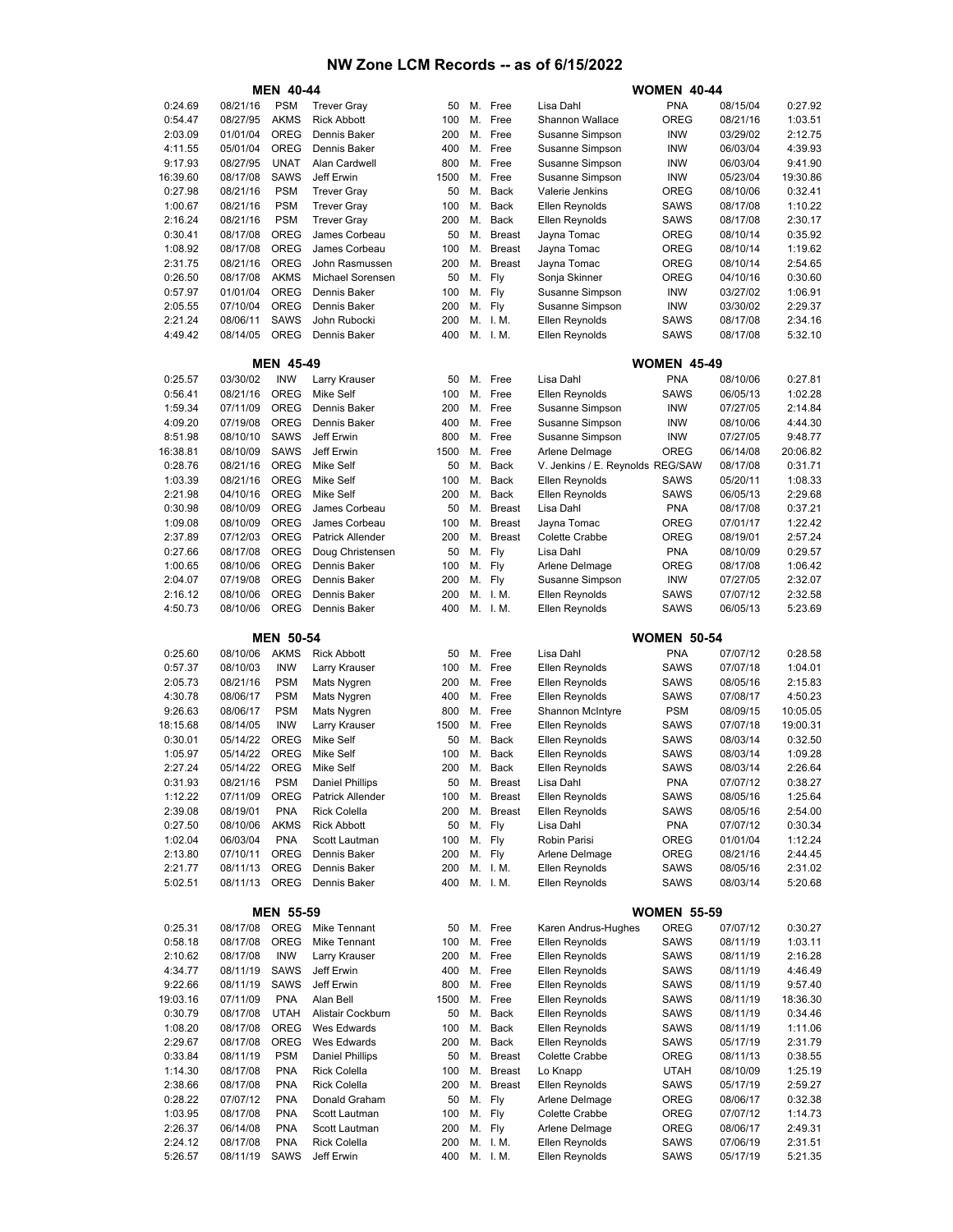# NW Zone LCM Records -- as of 6/15/2022

## MEN 40-44 / WOMEN 40-44

| Time | Date | Club | Name | Dist | | Stroke | Name | Club | Date | Time |
|---|---|---|---|---|---|---|---|---|---|---|
| 0:24.69 | 08/21/16 | PSM | Trever Gray | 50 | M. | Free | Lisa Dahl | PNA | 08/15/04 | 0:27.92 |
| 0:54.47 | 08/27/95 | AKMS | Rick Abbott | 100 | M. | Free | Shannon Wallace | OREG | 08/21/16 | 1:03.51 |
| 2:03.09 | 01/01/04 | OREG | Dennis Baker | 200 | M. | Free | Susanne Simpson | INW | 03/29/02 | 2:12.75 |
| 4:11.55 | 05/01/04 | OREG | Dennis Baker | 400 | M. | Free | Susanne Simpson | INW | 06/03/04 | 4:39.93 |
| 9:17.93 | 08/27/95 | UNAT | Alan Cardwell | 800 | M. | Free | Susanne Simpson | INW | 06/03/04 | 9:41.90 |
| 16:39.60 | 08/17/08 | SAWS | Jeff Erwin | 1500 | M. | Free | Susanne Simpson | INW | 05/23/04 | 19:30.86 |
| 0:27.98 | 08/21/16 | PSM | Trever Gray | 50 | M. | Back | Valerie Jenkins | OREG | 08/10/06 | 0:32.41 |
| 1:00.67 | 08/21/16 | PSM | Trever Gray | 100 | M. | Back | Ellen Reynolds | SAWS | 08/17/08 | 1:10.22 |
| 2:16.24 | 08/21/16 | PSM | Trever Gray | 200 | M. | Back | Ellen Reynolds | SAWS | 08/17/08 | 2:30.17 |
| 0:30.41 | 08/17/08 | OREG | James Corbeau | 50 | M. | Breast | Jayna Tomac | OREG | 08/10/14 | 0:35.92 |
| 1:08.92 | 08/17/08 | OREG | James Corbeau | 100 | M. | Breast | Jayna Tomac | OREG | 08/10/14 | 1:19.62 |
| 2:31.75 | 08/21/16 | OREG | John Rasmussen | 200 | M. | Breast | Jayna Tomac | OREG | 08/10/14 | 2:54.65 |
| 0:26.50 | 08/17/08 | AKMS | Michael Sorensen | 50 | M. | Fly | Sonja Skinner | OREG | 04/10/16 | 0:30.60 |
| 0:57.97 | 01/01/04 | OREG | Dennis Baker | 100 | M. | Fly | Susanne Simpson | INW | 03/27/02 | 1:06.91 |
| 2:05.55 | 07/10/04 | OREG | Dennis Baker | 200 | M. | Fly | Susanne Simpson | INW | 03/30/02 | 2:29.37 |
| 2:21.24 | 08/06/11 | SAWS | John Rubocki | 200 | M. | I. M. | Ellen Reynolds | SAWS | 08/17/08 | 2:34.16 |
| 4:49.42 | 08/14/05 | OREG | Dennis Baker | 400 | M. | I. M. | Ellen Reynolds | SAWS | 08/17/08 | 5:32.10 |

## MEN 45-49 / WOMEN 45-49

| Time | Date | Club | Name | Dist | | Stroke | Name | Club | Date | Time |
|---|---|---|---|---|---|---|---|---|---|---|
| 0:25.57 | 03/30/02 | INW | Larry Krauser | 50 | M. | Free | Lisa Dahl | PNA | 08/10/06 | 0:27.81 |
| 0:56.41 | 08/21/16 | OREG | Mike Self | 100 | M. | Free | Ellen Reynolds | SAWS | 06/05/13 | 1:02.28 |
| 1:59.34 | 07/11/09 | OREG | Dennis Baker | 200 | M. | Free | Susanne Simpson | INW | 07/27/05 | 2:14.84 |
| 4:09.20 | 07/19/08 | OREG | Dennis Baker | 400 | M. | Free | Susanne Simpson | INW | 08/10/06 | 4:44.30 |
| 8:51.98 | 08/10/10 | SAWS | Jeff Erwin | 800 | M. | Free | Susanne Simpson | INW | 07/27/05 | 9:48.77 |
| 16:38.81 | 08/10/09 | SAWS | Jeff Erwin | 1500 | M. | Free | Arlene Delmage | OREG | 06/14/08 | 20:06.82 |
| 0:28.76 | 08/21/16 | OREG | Mike Self | 50 | M. | Back | V. Jenkins / E. Reynolds | REG/SAW | 08/17/08 | 0:31.71 |
| 1:03.39 | 08/21/16 | OREG | Mike Self | 100 | M. | Back | Ellen Reynolds | SAWS | 05/20/11 | 1:08.33 |
| 2:21.98 | 04/10/16 | OREG | Mike Self | 200 | M. | Back | Ellen Reynolds | SAWS | 06/05/13 | 2:29.68 |
| 0:30.98 | 08/10/09 | OREG | James Corbeau | 50 | M. | Breast | Lisa Dahl | PNA | 08/17/08 | 0:37.21 |
| 1:09.08 | 08/10/09 | OREG | James Corbeau | 100 | M. | Breast | Jayna Tomac | OREG | 07/01/17 | 1:22.42 |
| 2:37.89 | 07/12/03 | OREG | Patrick Allender | 200 | M. | Breast | Colette Crabbe | OREG | 08/19/01 | 2:57.24 |
| 0:27.66 | 08/17/08 | OREG | Doug Christensen | 50 | M. | Fly | Lisa Dahl | PNA | 08/10/09 | 0:29.57 |
| 1:00.65 | 08/10/06 | OREG | Dennis Baker | 100 | M. | Fly | Arlene Delmage | OREG | 08/17/08 | 1:06.42 |
| 2:04.07 | 07/19/08 | OREG | Dennis Baker | 200 | M. | Fly | Susanne Simpson | INW | 07/27/05 | 2:32.07 |
| 2:16.12 | 08/10/06 | OREG | Dennis Baker | 200 | M. | I. M. | Ellen Reynolds | SAWS | 07/07/12 | 2:32.58 |
| 4:50.73 | 08/10/06 | OREG | Dennis Baker | 400 | M. | I. M. | Ellen Reynolds | SAWS | 06/05/13 | 5:23.69 |

## MEN 50-54 / WOMEN 50-54

| Time | Date | Club | Name | Dist | | Stroke | Name | Club | Date | Time |
|---|---|---|---|---|---|---|---|---|---|---|
| 0:25.60 | 08/10/06 | AKMS | Rick Abbott | 50 | M. | Free | Lisa Dahl | PNA | 07/07/12 | 0:28.58 |
| 0:57.37 | 08/10/03 | INW | Larry Krauser | 100 | M. | Free | Ellen Reynolds | SAWS | 07/07/18 | 1:04.01 |
| 2:05.73 | 08/21/16 | PSM | Mats Nygren | 200 | M. | Free | Ellen Reynolds | SAWS | 08/05/16 | 2:15.83 |
| 4:30.78 | 08/06/17 | PSM | Mats Nygren | 400 | M. | Free | Ellen Reynolds | SAWS | 07/08/17 | 4:50.23 |
| 9:26.63 | 08/06/17 | PSM | Mats Nygren | 800 | M. | Free | Shannon McIntyre | PSM | 08/09/15 | 10:05.05 |
| 18:15.68 | 08/14/05 | INW | Larry Krauser | 1500 | M. | Free | Ellen Reynolds | SAWS | 07/07/18 | 19:00.31 |
| 0:30.01 | 05/14/22 | OREG | Mike Self | 50 | M. | Back | Ellen Reynolds | SAWS | 08/03/14 | 0:32.50 |
| 1:05.97 | 05/14/22 | OREG | Mike Self | 100 | M. | Back | Ellen Reynolds | SAWS | 08/03/14 | 1:09.28 |
| 2:27.24 | 05/14/22 | OREG | Mike Self | 200 | M. | Back | Ellen Reynolds | SAWS | 08/03/14 | 2:26.64 |
| 0:31.93 | 08/21/16 | PSM | Daniel Phillips | 50 | M. | Breast | Lisa Dahl | PNA | 07/07/12 | 0:38.27 |
| 1:12.22 | 07/11/09 | OREG | Patrick Allender | 100 | M. | Breast | Ellen Reynolds | SAWS | 08/05/16 | 1:25.64 |
| 2:39.08 | 08/19/01 | PNA | Rick Colella | 200 | M. | Breast | Ellen Reynolds | SAWS | 08/05/16 | 2:54.00 |
| 0:27.50 | 08/10/06 | AKMS | Rick Abbott | 50 | M. | Fly | Lisa Dahl | PNA | 07/07/12 | 0:30.34 |
| 1:02.04 | 06/03/04 | PNA | Scott Lautman | 100 | M. | Fly | Robin Parisi | OREG | 01/01/04 | 1:12.24 |
| 2:13.80 | 07/10/11 | OREG | Dennis Baker | 200 | M. | Fly | Arlene Delmage | OREG | 08/21/16 | 2:44.45 |
| 2:21.77 | 08/11/13 | OREG | Dennis Baker | 200 | M. | I. M. | Ellen Reynolds | SAWS | 08/05/16 | 2:31.02 |
| 5:02.51 | 08/11/13 | OREG | Dennis Baker | 400 | M. | I. M. | Ellen Reynolds | SAWS | 08/03/14 | 5:20.68 |

## MEN 55-59 / WOMEN 55-59

| Time | Date | Club | Name | Dist | | Stroke | Name | Club | Date | Time |
|---|---|---|---|---|---|---|---|---|---|---|
| 0:25.31 | 08/17/08 | OREG | Mike Tennant | 50 | M. | Free | Karen Andrus-Hughes | OREG | 07/07/12 | 0:30.27 |
| 0:58.18 | 08/17/08 | OREG | Mike Tennant | 100 | M. | Free | Ellen Reynolds | SAWS | 08/11/19 | 1:03.11 |
| 2:10.62 | 08/17/08 | INW | Larry Krauser | 200 | M. | Free | Ellen Reynolds | SAWS | 08/11/19 | 2:16.28 |
| 4:34.77 | 08/11/19 | SAWS | Jeff Erwin | 400 | M. | Free | Ellen Reynolds | SAWS | 08/11/19 | 4:46.49 |
| 9:22.66 | 08/11/19 | SAWS | Jeff Erwin | 800 | M. | Free | Ellen Reynolds | SAWS | 08/11/19 | 9:57.40 |
| 19:03.16 | 07/11/09 | PNA | Alan Bell | 1500 | M. | Free | Ellen Reynolds | SAWS | 08/11/19 | 18:36.30 |
| 0:30.79 | 08/17/08 | UTAH | Alistair Cockburn | 50 | M. | Back | Ellen Reynolds | SAWS | 08/11/19 | 0:34.46 |
| 1:08.20 | 08/17/08 | OREG | Wes Edwards | 100 | M. | Back | Ellen Reynolds | SAWS | 08/11/19 | 1:11.06 |
| 2:29.67 | 08/17/08 | OREG | Wes Edwards | 200 | M. | Back | Ellen Reynolds | SAWS | 05/17/19 | 2:31.79 |
| 0:33.84 | 08/11/19 | PSM | Daniel Phillips | 50 | M. | Breast | Colette Crabbe | OREG | 08/11/13 | 0:38.55 |
| 1:14.30 | 08/17/08 | PNA | Rick Colella | 100 | M. | Breast | Lo Knapp | UTAH | 08/10/09 | 1:25.19 |
| 2:38.66 | 08/17/08 | PNA | Rick Colella | 200 | M. | Breast | Ellen Reynolds | SAWS | 05/17/19 | 2:59.27 |
| 0:28.22 | 07/07/12 | PNA | Donald Graham | 50 | M. | Fly | Arlene Delmage | OREG | 08/06/17 | 0:32.38 |
| 1:03.95 | 08/17/08 | PNA | Scott Lautman | 100 | M. | Fly | Colette Crabbe | OREG | 07/07/12 | 1:14.73 |
| 2:26.37 | 06/14/08 | PNA | Scott Lautman | 200 | M. | Fly | Arlene Delmage | OREG | 08/06/17 | 2:49.31 |
| 2:24.12 | 08/17/08 | PNA | Rick Colella | 200 | M. | I. M. | Ellen Reynolds | SAWS | 07/06/19 | 2:31.51 |
| 5:26.57 | 08/11/19 | SAWS | Jeff Erwin | 400 | M. | I. M. | Ellen Reynolds | SAWS | 05/17/19 | 5:21.35 |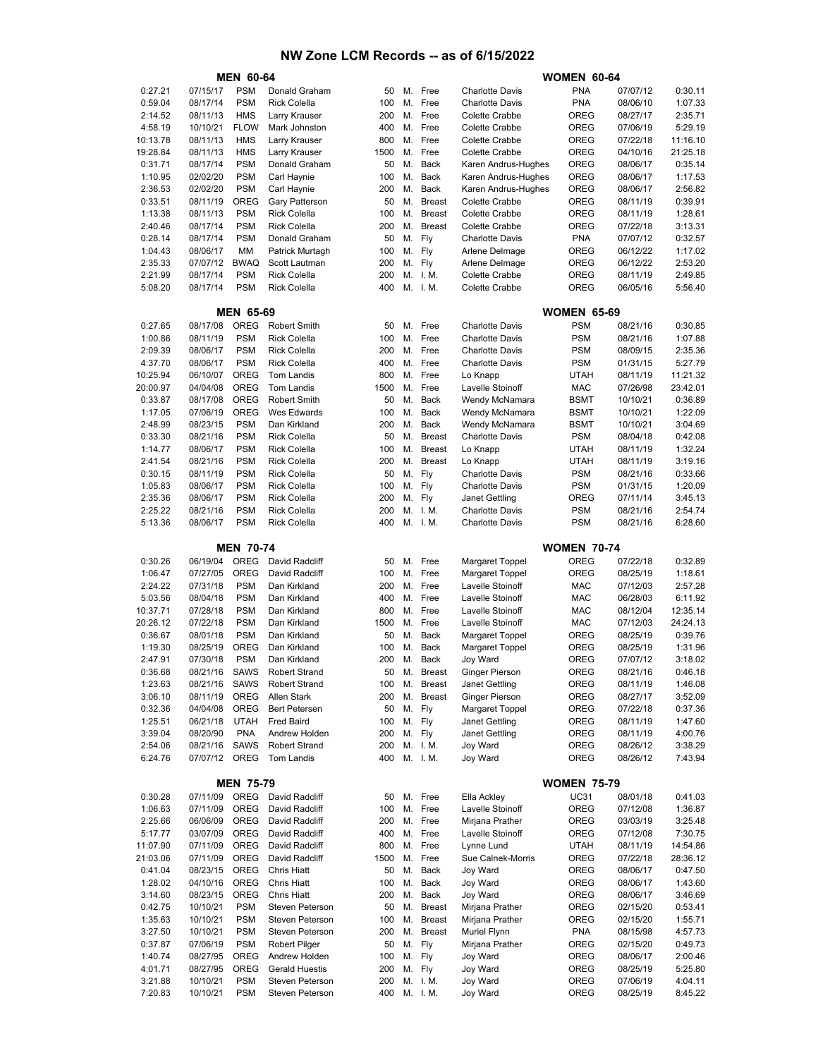# NW Zone LCM Records -- as of 6/15/2022

| MEN 60-64 | | | | | | | | WOMEN 60-64 | | |
|---|---|---|---|---|---|---|---|---|---|---|
| 0:27.21 | 07/15/17 | PSM | Donald Graham | 50 | M. | Free | Charlotte Davis | PNA | 07/07/12 | 0:30.11 |
| 0:59.04 | 08/17/14 | PSM | Rick Colella | 100 | M. | Free | Charlotte Davis | PNA | 08/06/10 | 1:07.33 |
| 2:14.52 | 08/11/13 | HMS | Larry Krauser | 200 | M. | Free | Colette Crabbe | OREG | 08/27/17 | 2:35.71 |
| 4:58.19 | 10/10/21 | FLOW | Mark Johnston | 400 | M. | Free | Colette Crabbe | OREG | 07/06/19 | 5:29.19 |
| 10:13.78 | 08/11/13 | HMS | Larry Krauser | 800 | M. | Free | Colette Crabbe | OREG | 07/22/18 | 11:16.10 |
| 19:28.84 | 08/11/13 | HMS | Larry Krauser | 1500 | M. | Free | Colette Crabbe | OREG | 04/10/16 | 21:25.18 |
| 0:31.71 | 08/17/14 | PSM | Donald Graham | 50 | M. | Back | Karen Andrus-Hughes | OREG | 08/06/17 | 0:35.14 |
| 1:10.95 | 02/02/20 | PSM | Carl Haynie | 100 | M. | Back | Karen Andrus-Hughes | OREG | 08/06/17 | 1:17.53 |
| 2:36.53 | 02/02/20 | PSM | Carl Haynie | 200 | M. | Back | Karen Andrus-Hughes | OREG | 08/06/17 | 2:56.82 |
| 0:33.51 | 08/11/19 | OREG | Gary Patterson | 50 | M. | Breast | Colette Crabbe | OREG | 08/11/19 | 0:39.91 |
| 1:13.38 | 08/11/13 | PSM | Rick Colella | 100 | M. | Breast | Colette Crabbe | OREG | 08/11/19 | 1:28.61 |
| 2:40.46 | 08/17/14 | PSM | Rick Colella | 200 | M. | Breast | Colette Crabbe | OREG | 07/22/18 | 3:13.31 |
| 0:28.14 | 08/17/14 | PSM | Donald Graham | 50 | M. | Fly | Charlotte Davis | PNA | 07/07/12 | 0:32.57 |
| 1:04.43 | 08/06/17 | MM | Patrick Murtagh | 100 | M. | Fly | Arlene Delmage | OREG | 06/12/22 | 1:17.02 |
| 2:35.33 | 07/07/12 | BWAQ | Scott Lautman | 200 | M. | Fly | Arlene Delmage | OREG | 06/12/22 | 2:53.20 |
| 2:21.99 | 08/17/14 | PSM | Rick Colella | 200 | M. | I. M. | Colette Crabbe | OREG | 08/11/19 | 2:49.85 |
| 5:08.20 | 08/17/14 | PSM | Rick Colella | 400 | M. | I. M. | Colette Crabbe | OREG | 06/05/16 | 5:56.40 |

| MEN 65-69 | | | | | | | | WOMEN 65-69 | | |
|---|---|---|---|---|---|---|---|---|---|---|
| 0:27.65 | 08/17/08 | OREG | Robert Smith | 50 | M. | Free | Charlotte Davis | PSM | 08/21/16 | 0:30.85 |
| 1:00.86 | 08/11/19 | PSM | Rick Colella | 100 | M. | Free | Charlotte Davis | PSM | 08/21/16 | 1:07.88 |
| 2:09.39 | 08/06/17 | PSM | Rick Colella | 200 | M. | Free | Charlotte Davis | PSM | 08/09/15 | 2:35.36 |
| 4:37.70 | 08/06/17 | PSM | Rick Colella | 400 | M. | Free | Charlotte Davis | PSM | 01/31/15 | 5:27.79 |
| 10:25.94 | 06/10/07 | OREG | Tom Landis | 800 | M. | Free | Lo Knapp | UTAH | 08/11/19 | 11:21.32 |
| 20:00.97 | 04/04/08 | OREG | Tom Landis | 1500 | M. | Free | Lavelle Stoinoff | MAC | 07/26/98 | 23:42.01 |
| 0:33.87 | 08/17/08 | OREG | Robert Smith | 50 | M. | Back | Wendy McNamara | BSMT | 10/10/21 | 0:36.89 |
| 1:17.05 | 07/06/19 | OREG | Wes Edwards | 100 | M. | Back | Wendy McNamara | BSMT | 10/10/21 | 1:22.09 |
| 2:48.99 | 08/23/15 | PSM | Dan Kirkland | 200 | M. | Back | Wendy McNamara | BSMT | 10/10/21 | 3:04.69 |
| 0:33.30 | 08/21/16 | PSM | Rick Colella | 50 | M. | Breast | Charlotte Davis | PSM | 08/04/18 | 0:42.08 |
| 1:14.77 | 08/06/17 | PSM | Rick Colella | 100 | M. | Breast | Lo Knapp | UTAH | 08/11/19 | 1:32.24 |
| 2:41.54 | 08/21/16 | PSM | Rick Colella | 200 | M. | Breast | Lo Knapp | UTAH | 08/11/19 | 3:19.16 |
| 0:30.15 | 08/11/19 | PSM | Rick Colella | 50 | M. | Fly | Charlotte Davis | PSM | 08/21/16 | 0:33.66 |
| 1:05.83 | 08/06/17 | PSM | Rick Colella | 100 | M. | Fly | Charlotte Davis | PSM | 01/31/15 | 1:20.09 |
| 2:35.36 | 08/06/17 | PSM | Rick Colella | 200 | M. | Fly | Janet Gettling | OREG | 07/11/14 | 3:45.13 |
| 2:25.22 | 08/21/16 | PSM | Rick Colella | 200 | M. | I. M. | Charlotte Davis | PSM | 08/21/16 | 2:54.74 |
| 5:13.36 | 08/06/17 | PSM | Rick Colella | 400 | M. | I. M. | Charlotte Davis | PSM | 08/21/16 | 6:28.60 |

| MEN 70-74 | | | | | | | | WOMEN 70-74 | | |
|---|---|---|---|---|---|---|---|---|---|---|
| 0:30.26 | 06/19/04 | OREG | David Radcliff | 50 | M. | Free | Margaret Toppel | OREG | 07/22/18 | 0:32.89 |
| 1:06.47 | 07/27/05 | OREG | David Radcliff | 100 | M. | Free | Margaret Toppel | OREG | 08/25/19 | 1:18.61 |
| 2:24.22 | 07/31/18 | PSM | Dan Kirkland | 200 | M. | Free | Lavelle Stoinoff | MAC | 07/12/03 | 2:57.28 |
| 5:03.56 | 08/04/18 | PSM | Dan Kirkland | 400 | M. | Free | Lavelle Stoinoff | MAC | 06/28/03 | 6:11.92 |
| 10:37.71 | 07/28/18 | PSM | Dan Kirkland | 800 | M. | Free | Lavelle Stoinoff | MAC | 08/12/04 | 12:35.14 |
| 20:26.12 | 07/22/18 | PSM | Dan Kirkland | 1500 | M. | Free | Lavelle Stoinoff | MAC | 07/12/03 | 24:24.13 |
| 0:36.67 | 08/01/18 | PSM | Dan Kirkland | 50 | M. | Back | Margaret Toppel | OREG | 08/25/19 | 0:39.76 |
| 1:19.30 | 08/25/19 | OREG | Dan Kirkland | 100 | M. | Back | Margaret Toppel | OREG | 08/25/19 | 1:31.96 |
| 2:47.91 | 07/30/18 | PSM | Dan Kirkland | 200 | M. | Back | Joy Ward | OREG | 07/07/12 | 3:18.02 |
| 0:36.68 | 08/21/16 | SAWS | Robert Strand | 50 | M. | Breast | Ginger Pierson | OREG | 08/21/16 | 0:46.18 |
| 1:23.63 | 08/21/16 | SAWS | Robert Strand | 100 | M. | Breast | Janet Gettling | OREG | 08/11/19 | 1:46.08 |
| 3:06.10 | 08/11/19 | OREG | Allen Stark | 200 | M. | Breast | Ginger Pierson | OREG | 08/27/17 | 3:52.09 |
| 0:32.36 | 04/04/08 | OREG | Bert Petersen | 50 | M. | Fly | Margaret Toppel | OREG | 07/22/18 | 0:37.36 |
| 1:25.51 | 06/21/18 | UTAH | Fred Baird | 100 | M. | Fly | Janet Gettling | OREG | 08/11/19 | 1:47.60 |
| 3:39.04 | 08/20/90 | PNA | Andrew Holden | 200 | M. | Fly | Janet Gettling | OREG | 08/11/19 | 4:00.76 |
| 2:54.06 | 08/21/16 | SAWS | Robert Strand | 200 | M. | I. M. | Joy Ward | OREG | 08/26/12 | 3:38.29 |
| 6:24.76 | 07/07/12 | OREG | Tom Landis | 400 | M. | I. M. | Joy Ward | OREG | 08/26/12 | 7:43.94 |

| MEN 75-79 | | | | | | | | WOMEN 75-79 | | |
|---|---|---|---|---|---|---|---|---|---|---|
| 0:30.28 | 07/11/09 | OREG | David Radcliff | 50 | M. | Free | Ella Ackley | UC31 | 08/01/18 | 0:41.03 |
| 1:06.63 | 07/11/09 | OREG | David Radcliff | 100 | M. | Free | Lavelle Stoinoff | OREG | 07/12/08 | 1:36.87 |
| 2:25.66 | 06/06/09 | OREG | David Radcliff | 200 | M. | Free | Mirjana Prather | OREG | 03/03/19 | 3:25.48 |
| 5:17.77 | 03/07/09 | OREG | David Radcliff | 400 | M. | Free | Lavelle Stoinoff | OREG | 07/12/08 | 7:30.75 |
| 11:07.90 | 07/11/09 | OREG | David Radcliff | 800 | M. | Free | Lynne Lund | UTAH | 08/11/19 | 14:54.86 |
| 21:03.06 | 07/11/09 | OREG | David Radcliff | 1500 | M. | Free | Sue Calnek-Morris | OREG | 07/22/18 | 28:36.12 |
| 0:41.04 | 08/23/15 | OREG | Chris Hiatt | 50 | M. | Back | Joy Ward | OREG | 08/06/17 | 0:47.50 |
| 1:28.02 | 04/10/16 | OREG | Chris Hiatt | 100 | M. | Back | Joy Ward | OREG | 08/06/17 | 1:43.60 |
| 3:14.60 | 08/23/15 | OREG | Chris Hiatt | 200 | M. | Back | Joy Ward | OREG | 08/06/17 | 3:46.69 |
| 0:42.75 | 10/10/21 | PSM | Steven Peterson | 50 | M. | Breast | Mirjana Prather | OREG | 02/15/20 | 0:53.41 |
| 1:35.63 | 10/10/21 | PSM | Steven Peterson | 100 | M. | Breast | Mirjana Prather | OREG | 02/15/20 | 1:55.71 |
| 3:27.50 | 10/10/21 | PSM | Steven Peterson | 200 | M. | Breast | Muriel Flynn | PNA | 08/15/98 | 4:57.73 |
| 0:37.87 | 07/06/19 | PSM | Robert Pilger | 50 | M. | Fly | Mirjana Prather | OREG | 02/15/20 | 0:49.73 |
| 1:40.74 | 08/27/95 | OREG | Andrew Holden | 100 | M. | Fly | Joy Ward | OREG | 08/06/17 | 2:00.46 |
| 4:01.71 | 08/27/95 | OREG | Gerald Huestis | 200 | M. | Fly | Joy Ward | OREG | 08/25/19 | 5:25.80 |
| 3:21.88 | 10/10/21 | PSM | Steven Peterson | 200 | M. | I. M. | Joy Ward | OREG | 07/06/19 | 4:04.11 |
| 7:20.83 | 10/10/21 | PSM | Steven Peterson | 400 | M. | I. M. | Joy Ward | OREG | 08/25/19 | 8:45.22 |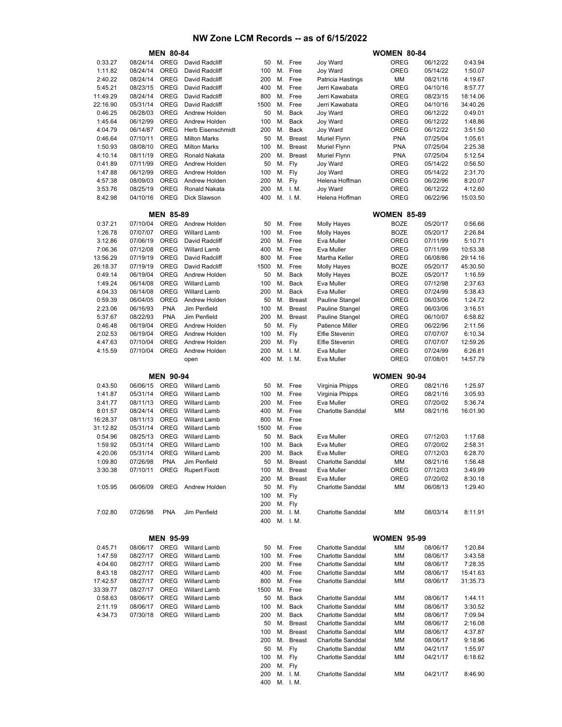# NW Zone LCM Records -- as of 6/15/2022

## MEN 80-84 / WOMEN 80-84

| Time | Date | Club | Name | Dist | | Stroke | Name | Club | Date | Time |
|---|---|---|---|---|---|---|---|---|---|---|
| 0:33.27 | 08/24/14 | OREG | David Radcliff | 50 | M. | Free | Joy Ward | OREG | 06/12/22 | 0:43.94 |
| 1:11.82 | 08/24/14 | OREG | David Radcliff | 100 | M. | Free | Joy Ward | OREG | 05/14/22 | 1:50.07 |
| 2:40.22 | 08/24/14 | OREG | David Radcliff | 200 | M. | Free | Patricia Hastings | MM | 08/21/16 | 4:19.67 |
| 5:45.21 | 08/23/15 | OREG | David Radcliff | 400 | M. | Free | Jerri Kawabata | OREG | 04/10/16 | 8:57.77 |
| 11:49.29 | 08/24/14 | OREG | David Radcliff | 800 | M. | Free | Jerri Kawabata | OREG | 08/23/15 | 18:14.06 |
| 22:16.90 | 05/31/14 | OREG | David Radcliff | 1500 | M. | Free | Jerri Kawabata | OREG | 04/10/16 | 34:40.26 |
| 0:46.25 | 06/28/03 | OREG | Andrew Holden | 50 | M. | Back | Joy Ward | OREG | 06/12/22 | 0:49.01 |
| 1:45.64 | 06/12/99 | OREG | Andrew Holden | 100 | M. | Back | Joy Ward | OREG | 06/12/22 | 1:48.86 |
| 4:04.79 | 06/14/87 | OREG | Herb Eisenschmidt | 200 | M. | Back | Joy Ward | OREG | 06/12/22 | 3:51.50 |
| 0:46.64 | 07/10/11 | OREG | Milton Marks | 50 | M. | Breast | Muriel Flynn | PNA | 07/25/04 | 1:05.61 |
| 1:50.93 | 08/08/10 | OREG | Milton Marks | 100 | M. | Breast | Muriel Flynn | PNA | 07/25/04 | 2:25.38 |
| 4:10.14 | 08/11/19 | OREG | Ronald Nakata | 200 | M. | Breast | Muriel Flynn | PNA | 07/25/04 | 5:12.54 |
| 0:41.89 | 07/11/99 | OREG | Andrew Holden | 50 | M. | Fly | Joy Ward | OREG | 05/14/22 | 0:56.50 |
| 1:47.88 | 06/12/99 | OREG | Andrew Holden | 100 | M. | Fly | Joy Ward | OREG | 05/14/22 | 2:31.70 |
| 4:57.38 | 08/09/03 | OREG | Andrew Holden | 200 | M. | Fly | Helena Hoffman | OREG | 06/22/96 | 8:20.07 |
| 3:53.76 | 08/25/19 | OREG | Ronald Nakata | 200 | M. | I. M. | Joy Ward | OREG | 06/12/22 | 4:12.60 |
| 8:42.98 | 04/10/16 | OREG | Dick Slawson | 400 | M. | I. M. | Helena Hoffman | OREG | 06/22/96 | 15:03.50 |

## MEN 85-89 / WOMEN 85-89

| Time | Date | Club | Name | Dist | | Stroke | Name | Club | Date | Time |
|---|---|---|---|---|---|---|---|---|---|---|
| 0:37.21 | 07/10/04 | OREG | Andrew Holden | 50 | M. | Free | Molly Hayes | BOZE | 05/20/17 | 0:56.66 |
| 1:26.78 | 07/07/07 | OREG | Willard Lamb | 100 | M. | Free | Molly Hayes | BOZE | 05/20/17 | 2:26.84 |
| 3:12.86 | 07/06/19 | OREG | David Radcliff | 200 | M. | Free | Eva Muller | OREG | 07/11/99 | 5:10.71 |
| 7:06.36 | 07/12/08 | OREG | Willard Lamb | 400 | M. | Free | Eva Muller | OREG | 07/11/99 | 10:53.38 |
| 13:56.29 | 07/19/19 | OREG | David Radcliff | 800 | M. | Free | Martha Keller | OREG | 06/08/86 | 29:14.16 |
| 26:18.37 | 07/19/19 | OREG | David Radcliff | 1500 | M. | Free | Molly Hayes | BOZE | 05/20/17 | 45:30.50 |
| 0:49.14 | 06/19/04 | OREG | Andrew Holden | 50 | M. | Back | Molly Hayes | BOZE | 05/20/17 | 1:16.59 |
| 1:49.24 | 06/14/08 | OREG | Willard Lamb | 100 | M. | Back | Eva Muller | OREG | 07/12/98 | 2:37.63 |
| 4:04.33 | 06/14/08 | OREG | Willard Lamb | 200 | M. | Back | Eva Muller | OREG | 07/24/99 | 5:38.43 |
| 0:59.39 | 06/04/05 | OREG | Andrew Holden | 50 | M. | Breast | Pauline Stangel | OREG | 06/03/06 | 1:24.72 |
| 2:23.06 | 06/16/93 | PNA | Jim Penfield | 100 | M. | Breast | Pauline Stangel | OREG | 06/03/06 | 3:16.51 |
| 5:37.67 | 08/22/93 | PNA | Jim Penfield | 200 | M. | Breast | Pauline Stangel | OREG | 06/10/07 | 6:58.82 |
| 0:46.48 | 06/19/04 | OREG | Andrew Holden | 50 | M. | Fly | Patience Miller | OREG | 06/22/96 | 2:11.56 |
| 2:02.53 | 06/19/04 | OREG | Andrew Holden | 100 | M. | Fly | Elfie Stevenin | OREG | 07/07/07 | 6:10.34 |
| 4:47.63 | 07/10/04 | OREG | Andrew Holden | 200 | M. | Fly | Elfie Stevenin | OREG | 07/07/07 | 12:59.26 |
| 4:15.59 | 07/10/04 | OREG | Andrew Holden | 200 | M. | I. M. | Eva Muller | OREG | 07/24/99 | 6:26.81 |
| | | | open | 400 | M. | I. M. | Eva Muller | OREG | 07/08/01 | 14:57.79 |

## MEN 90-94 / WOMEN 90-94

| Time | Date | Club | Name | Dist | | Stroke | Name | Club | Date | Time |
|---|---|---|---|---|---|---|---|---|---|---|
| 0:43.50 | 06/06/15 | OREG | Willard Lamb | 50 | M. | Free | Virginia Phipps | OREG | 08/21/16 | 1:25.97 |
| 1:41.87 | 05/31/14 | OREG | Willard Lamb | 100 | M. | Free | Virginia Phipps | OREG | 08/21/16 | 3:05.93 |
| 3:41.77 | 08/11/13 | OREG | Willard Lamb | 200 | M. | Free | Eva Muller | OREG | 07/20/02 | 5:36.74 |
| 8:01.57 | 08/24/14 | OREG | Willard Lamb | 400 | M. | Free | Charlotte Sanddal | MM | 08/21/16 | 16:01.90 |
| 16:28.37 | 08/11/13 | OREG | Willard Lamb | 800 | M. | Free | | | | |
| 31:12.82 | 05/31/14 | OREG | Willard Lamb | 1500 | M. | Free | | | | |
| 0:54.96 | 08/25/13 | OREG | Willard Lamb | 50 | M. | Back | Eva Muller | OREG | 07/12/03 | 1:17.68 |
| 1:59.92 | 05/31/14 | OREG | Willard Lamb | 100 | M. | Back | Eva Muller | OREG | 07/20/02 | 2:58.31 |
| 4:20.06 | 05/31/14 | OREG | Willard Lamb | 200 | M. | Back | Eva Muller | OREG | 07/12/03 | 6:28.70 |
| 1:09.80 | 07/26/98 | PNA | Jim Penfield | 50 | M. | Breast | Charlotte Sanddal | MM | 08/21/16 | 1:56.48 |
| 3:30.38 | 07/10/11 | OREG | Rupert Fixott | 100 | M. | Breast | Eva Muller | OREG | 07/12/03 | 3:49.99 |
| | | | | 200 | M. | Breast | Eva Muller | OREG | 07/20/02 | 8:30.18 |
| 1:05.95 | 06/06/09 | OREG | Andrew Holden | 50 | M. | Fly | Charlotte Sanddal | MM | 06/08/13 | 1:29.40 |
| | | | | 100 | M. | Fly | | | | |
| | | | | 200 | M. | Fly | | | | |
| 7:02.80 | 07/26/98 | PNA | Jim Penfield | 200 | M. | I. M. | Charlotte Sanddal | MM | 08/03/14 | 8:11.91 |
| | | | | 400 | M. | I. M. | | | | |

## MEN 95-99 / WOMEN 95-99

| Time | Date | Club | Name | Dist | | Stroke | Name | Club | Date | Time |
|---|---|---|---|---|---|---|---|---|---|---|
| 0:45.71 | 08/06/17 | OREG | Willard Lamb | 50 | M. | Free | Charlotte Sanddal | MM | 08/06/17 | 1:20.84 |
| 1:47.59 | 08/27/17 | OREG | Willard Lamb | 100 | M. | Free | Charlotte Sanddal | MM | 08/06/17 | 3:43.58 |
| 4:04.60 | 08/27/17 | OREG | Willard Lamb | 200 | M. | Free | Charlotte Sanddal | MM | 08/06/17 | 7:28.35 |
| 8:43.18 | 08/27/17 | OREG | Willard Lamb | 400 | M. | Free | Charlotte Sanddal | MM | 08/06/17 | 15:41.63 |
| 17:42.57 | 08/27/17 | OREG | Willard Lamb | 800 | M. | Free | Charlotte Sanddal | MM | 08/06/17 | 31:35.73 |
| 33:39.77 | 08/27/17 | OREG | Willard Lamb | 1500 | M. | Free | | | | |
| 0:58.63 | 08/06/17 | OREG | Willard Lamb | 50 | M. | Back | Charlotte Sanddal | MM | 08/06/17 | 1:44.11 |
| 2:11.19 | 08/06/17 | OREG | Willard Lamb | 100 | M. | Back | Charlotte Sanddal | MM | 08/06/17 | 3:30.52 |
| 4:34.73 | 07/30/18 | OREG | Willard Lamb | 200 | M. | Back | Charlotte Sanddal | MM | 08/06/17 | 7:09.94 |
| | | | | 50 | M. | Breast | Charlotte Sanddal | MM | 08/06/17 | 2:16.08 |
| | | | | 100 | M. | Breast | Charlotte Sanddal | MM | 08/06/17 | 4:37.87 |
| | | | | 200 | M. | Breast | Charlotte Sanddal | MM | 08/06/17 | 9:18.96 |
| | | | | 50 | M. | Fly | Charlotte Sanddal | MM | 04/21/17 | 1:55.97 |
| | | | | 100 | M. | Fly | Charlotte Sanddal | MM | 04/21/17 | 6:18.62 |
| | | | | 200 | M. | Fly | | | | |
| | | | | 200 | M. | I. M. | Charlotte Sanddal | MM | 04/21/17 | 8:46.90 |
| | | | | 400 | M. | I. M. | | | | |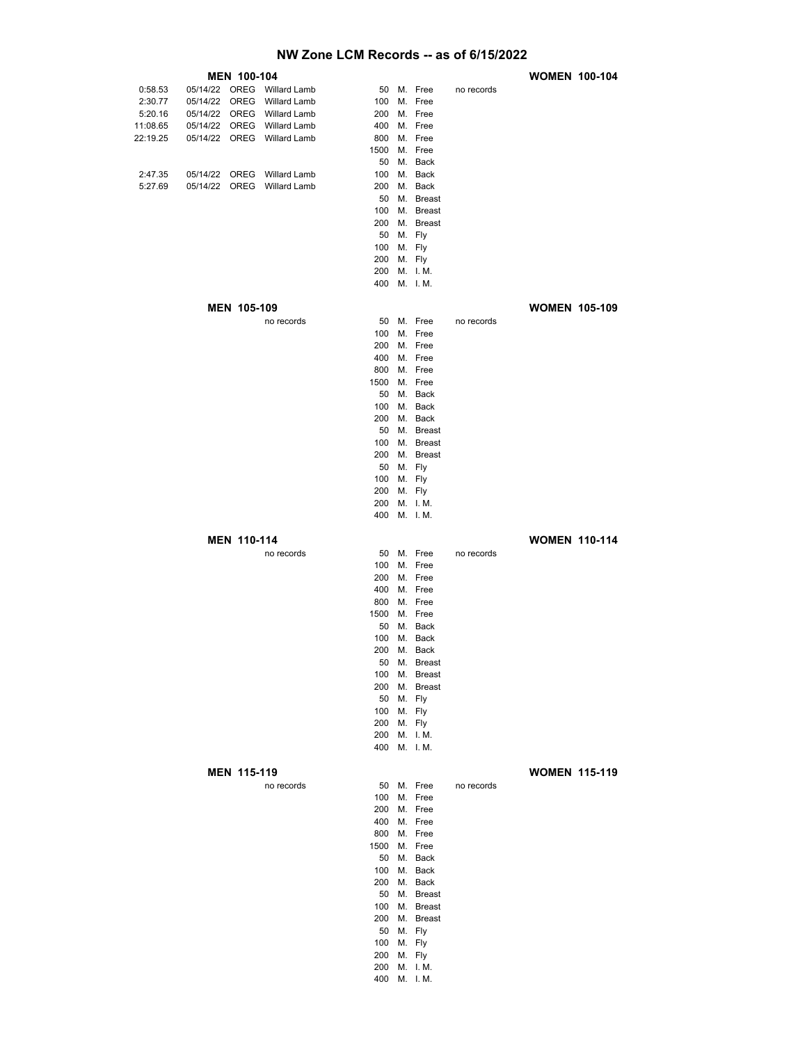# NW Zone LCM Records -- as of 6/15/2022

## MEN 100-104 / WOMEN 100-104

| Time | Date | Club | Name | Dist | | Stroke | WOMEN 100-104 |
|---|---|---|---|---|---|---|---|
| 0:58.53 | 05/14/22 | OREG | Willard Lamb | 50 | M. | Free | no records |
| 2:30.77 | 05/14/22 | OREG | Willard Lamb | 100 | M. | Free | |
| 5:20.16 | 05/14/22 | OREG | Willard Lamb | 200 | M. | Free | |
| 11:08.65 | 05/14/22 | OREG | Willard Lamb | 400 | M. | Free | |
| 22:19.25 | 05/14/22 | OREG | Willard Lamb | 800 | M. | Free | |
| | | | | 1500 | M. | Free | |
| | | | | 50 | M. | Back | |
| 2:47.35 | 05/14/22 | OREG | Willard Lamb | 100 | M. | Back | |
| 5:27.69 | 05/14/22 | OREG | Willard Lamb | 200 | M. | Back | |
| | | | | 50 | M. | Breast | |
| | | | | 100 | M. | Breast | |
| | | | | 200 | M. | Breast | |
| | | | | 50 | M. | Fly | |
| | | | | 100 | M. | Fly | |
| | | | | 200 | M. | Fly | |
| | | | | 200 | M. | I. M. | |
| | | | | 400 | M. | I. M. | |

## MEN 105-109 / WOMEN 105-109

| MEN 105-109 | Dist | | Stroke | WOMEN 105-109 |
|---|---|---|---|---|
| no records | 50 | M. | Free | no records |
| | 100 | M. | Free | |
| | 200 | M. | Free | |
| | 400 | M. | Free | |
| | 800 | M. | Free | |
| | 1500 | M. | Free | |
| | 50 | M. | Back | |
| | 100 | M. | Back | |
| | 200 | M. | Back | |
| | 50 | M. | Breast | |
| | 100 | M. | Breast | |
| | 200 | M. | Breast | |
| | 50 | M. | Fly | |
| | 100 | M. | Fly | |
| | 200 | M. | Fly | |
| | 200 | M. | I. M. | |
| | 400 | M. | I. M. | |

## MEN 110-114 / WOMEN 110-114

| MEN 110-114 | Dist | | Stroke | WOMEN 110-114 |
|---|---|---|---|---|
| no records | 50 | M. | Free | no records |
| | 100 | M. | Free | |
| | 200 | M. | Free | |
| | 400 | M. | Free | |
| | 800 | M. | Free | |
| | 1500 | M. | Free | |
| | 50 | M. | Back | |
| | 100 | M. | Back | |
| | 200 | M. | Back | |
| | 50 | M. | Breast | |
| | 100 | M. | Breast | |
| | 200 | M. | Breast | |
| | 50 | M. | Fly | |
| | 100 | M. | Fly | |
| | 200 | M. | Fly | |
| | 200 | M. | I. M. | |
| | 400 | M. | I. M. | |

## MEN 115-119 / WOMEN 115-119

| MEN 115-119 | Dist | | Stroke | WOMEN 115-119 |
|---|---|---|---|---|
| no records | 50 | M. | Free | no records |
| | 100 | M. | Free | |
| | 200 | M. | Free | |
| | 400 | M. | Free | |
| | 800 | M. | Free | |
| | 1500 | M. | Free | |
| | 50 | M. | Back | |
| | 100 | M. | Back | |
| | 200 | M. | Back | |
| | 50 | M. | Breast | |
| | 100 | M. | Breast | |
| | 200 | M. | Breast | |
| | 50 | M. | Fly | |
| | 100 | M. | Fly | |
| | 200 | M. | Fly | |
| | 200 | M. | I. M. | |
| | 400 | M. | I. M. | |